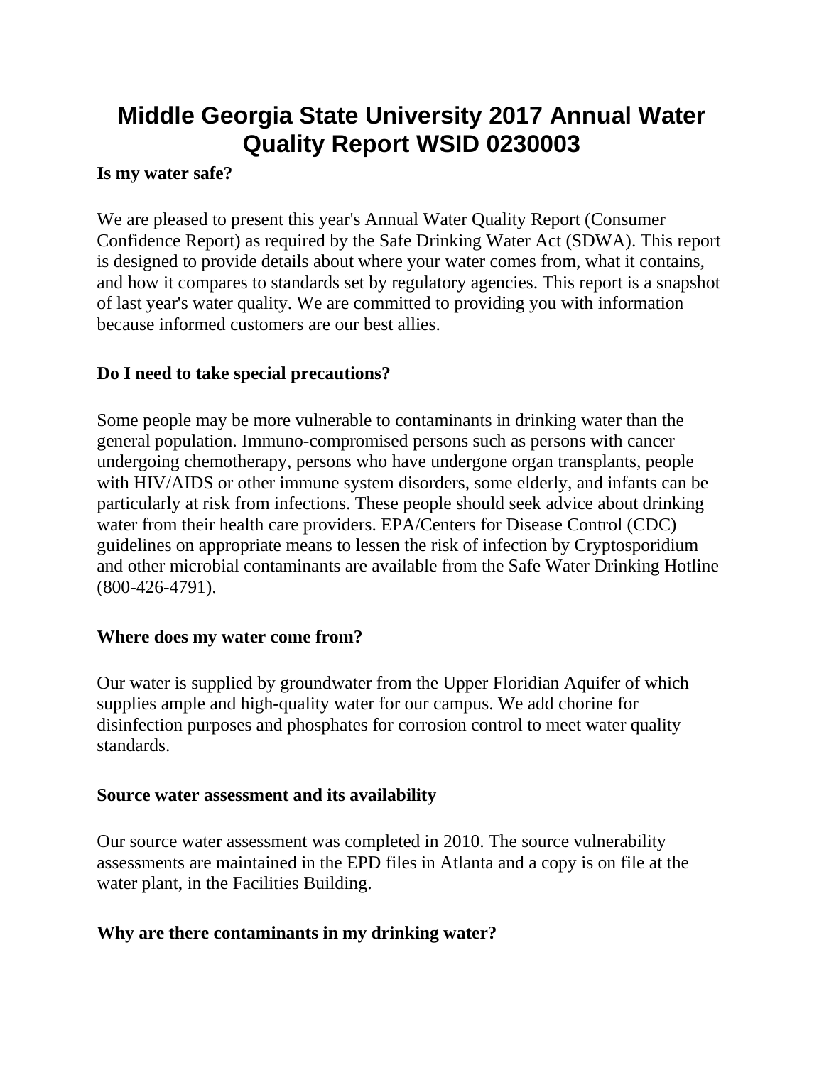# Middle Georgia State University 2017 Annual Water Quality Report WSID 0230003

**Is my water safe?**

We are pleased to present this year's Annual Water Quality Report (Consumer Confidence Report) as required by the Safe Drinking Water Act (SDWA). This report is designed to provide details about where your water comes from, what it contains, and how it compares to standards set by regulatory agencies. This report is a snapshot of last year's water quality. We are committed to providing you with information because informed customers are our best allies.

**Do I need to take special precautions?**

Some people may be more vulnerable to contaminants in drinking water than the general population. Immuno-compromised persons such as persons with cancer undergoing chemotherapy, persons who have undergone organ transplants, people with HIV/AIDS or other immune system disorders, some elderly, and infants can be particularly at risk from infections. These people should seek advice about drinking water from their health care providers. EPA/Centers for Disease Control (CDC) guidelines on appropriate means to lessen the risk of infection by Cryptosporidium and other microbial contaminants are available from the Safe Water Drinking Hotline (800-426-4791).

**Where does my water come from?**

Our water is supplied by groundwater from the Upper Floridian Aquifer of which supplies ample and high-quality water for our campus. We add chorine for disinfection purposes and phosphates for corrosion control to meet water quality standards.

**Source water assessment and its availability**

Our source water assessment was completed in 2010. The source vulnerability assessments are maintained in the EPD files in Atlanta and a copy is on file at the water plant, in the Facilities Building.

**Why are there contaminants in my drinking water?**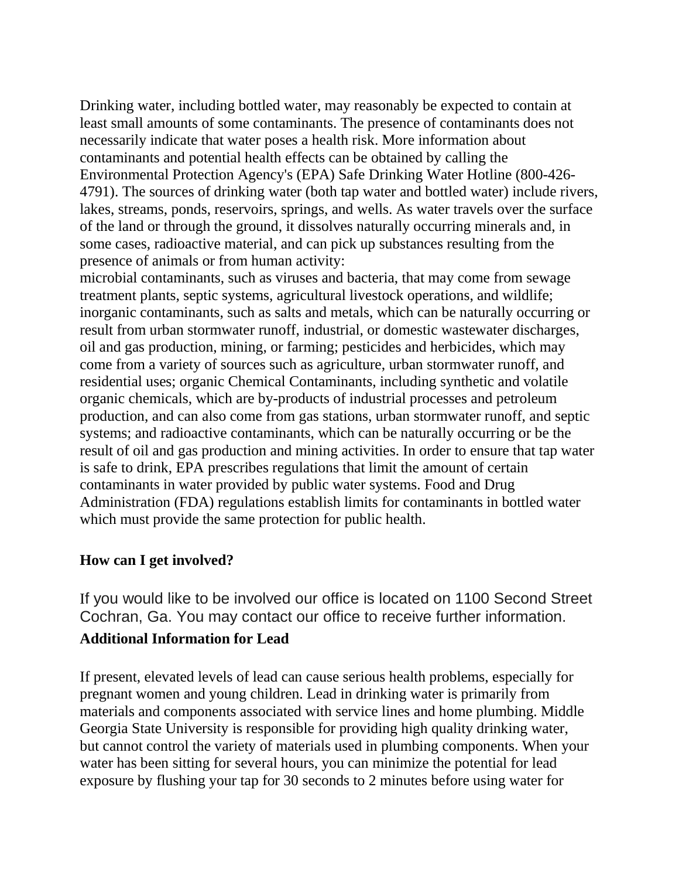Drinking water, including bottled water, may reasonably be expected to contain at least small amounts of some contaminants. The presence of contaminants does not necessarily indicate that water poses a health risk. More information about contaminants and potential health effects can be obtained by calling the Environmental Protection Agency's (EPA) Safe Drinking Water Hotline (800-426-4791). The sources of drinking water (both tap water and bottled water) include rivers, lakes, streams, ponds, reservoirs, springs, and wells. As water travels over the surface of the land or through the ground, it dissolves naturally occurring minerals and, in some cases, radioactive material, and can pick up substances resulting from the presence of animals or from human activity:
microbial contaminants, such as viruses and bacteria, that may come from sewage treatment plants, septic systems, agricultural livestock operations, and wildlife; inorganic contaminants, such as salts and metals, which can be naturally occurring or result from urban stormwater runoff, industrial, or domestic wastewater discharges, oil and gas production, mining, or farming; pesticides and herbicides, which may come from a variety of sources such as agriculture, urban stormwater runoff, and residential uses; organic Chemical Contaminants, including synthetic and volatile organic chemicals, which are by-products of industrial processes and petroleum production, and can also come from gas stations, urban stormwater runoff, and septic systems; and radioactive contaminants, which can be naturally occurring or be the result of oil and gas production and mining activities. In order to ensure that tap water is safe to drink, EPA prescribes regulations that limit the amount of certain contaminants in water provided by public water systems. Food and Drug Administration (FDA) regulations establish limits for contaminants in bottled water which must provide the same protection for public health.

**How can I get involved?**

If you would like to be involved our office is located on 1100 Second Street Cochran, Ga. You may contact our office to receive further information.

**Additional Information for Lead**

If present, elevated levels of lead can cause serious health problems, especially for pregnant women and young children. Lead in drinking water is primarily from materials and components associated with service lines and home plumbing. Middle Georgia State University is responsible for providing high quality drinking water, but cannot control the variety of materials used in plumbing components. When your water has been sitting for several hours, you can minimize the potential for lead exposure by flushing your tap for 30 seconds to 2 minutes before using water for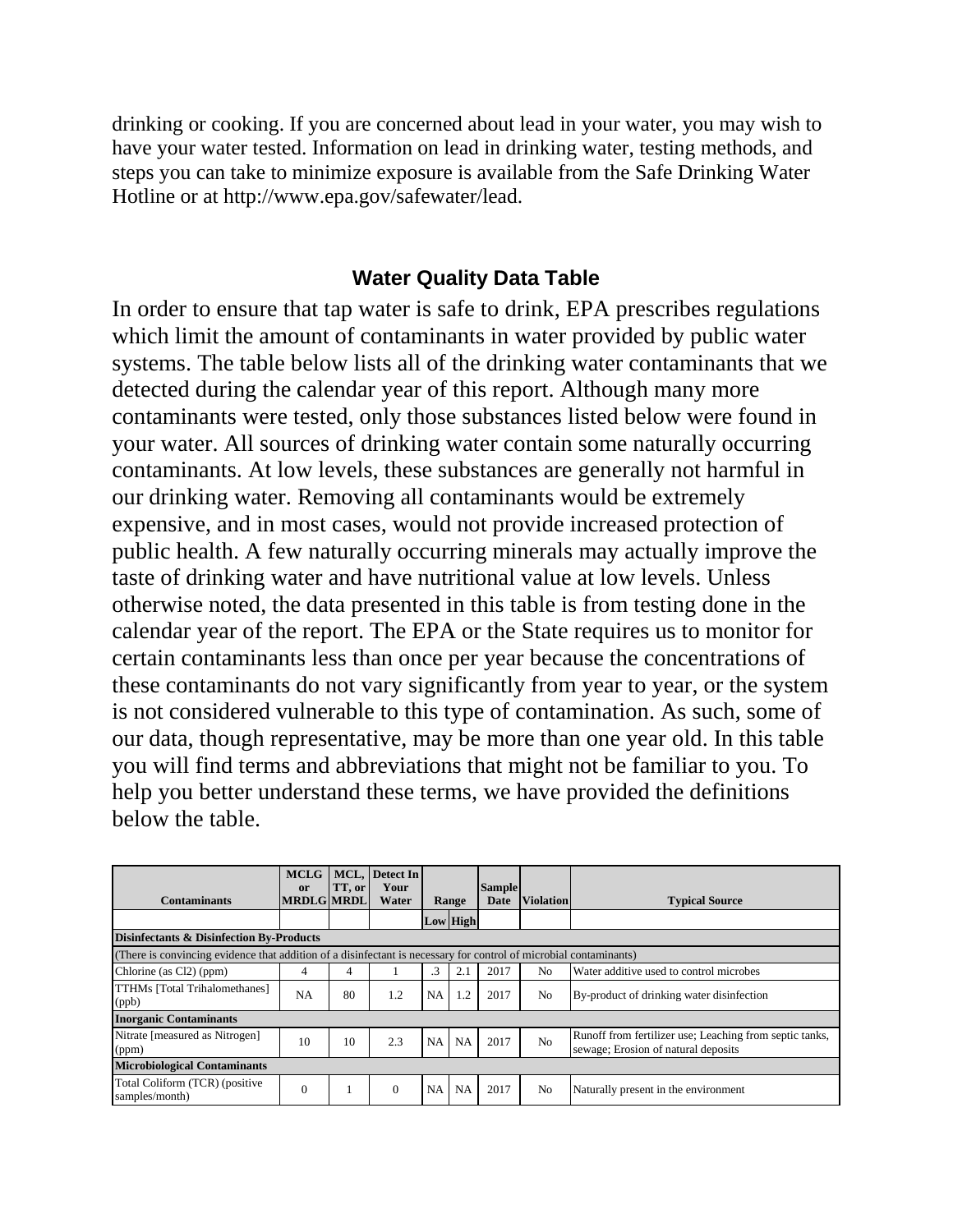drinking or cooking. If you are concerned about lead in your water, you may wish to have your water tested. Information on lead in drinking water, testing methods, and steps you can take to minimize exposure is available from the Safe Drinking Water Hotline or at http://www.epa.gov/safewater/lead.

## Water Quality Data Table

In order to ensure that tap water is safe to drink, EPA prescribes regulations which limit the amount of contaminants in water provided by public water systems. The table below lists all of the drinking water contaminants that we detected during the calendar year of this report. Although many more contaminants were tested, only those substances listed below were found in your water. All sources of drinking water contain some naturally occurring contaminants. At low levels, these substances are generally not harmful in our drinking water. Removing all contaminants would be extremely expensive, and in most cases, would not provide increased protection of public health. A few naturally occurring minerals may actually improve the taste of drinking water and have nutritional value at low levels. Unless otherwise noted, the data presented in this table is from testing done in the calendar year of the report. The EPA or the State requires us to monitor for certain contaminants less than once per year because the concentrations of these contaminants do not vary significantly from year to year, or the system is not considered vulnerable to this type of contamination. As such, some of our data, though representative, may be more than one year old. In this table you will find terms and abbreviations that might not be familiar to you. To help you better understand these terms, we have provided the definitions below the table.

| Contaminants | MCLG or MRDLG | MCL, TT, or MRDL | Detect In Your Water | Range | | Sample Date | Violation | Typical Source |
|---|---|---|---|---|---|---|---|---|
| | | | | Low | High | | | |
| **Disinfectants & Disinfection By-Products** | | | | | | | | |
| (There is convincing evidence that addition of a disinfectant is necessary for control of microbial contaminants) | | | | | | | | |
| Chlorine (as Cl2) (ppm) | 4 | 4 | 1 | .3 | 2.1 | 2017 | No | Water additive used to control microbes |
| TTHMs [Total Trihalomethanes] (ppb) | NA | 80 | 1.2 | NA | 1.2 | 2017 | No | By-product of drinking water disinfection |
| **Inorganic Contaminants** | | | | | | | | |
| Nitrate [measured as Nitrogen] (ppm) | 10 | 10 | 2.3 | NA | NA | 2017 | No | Runoff from fertilizer use; Leaching from septic tanks, sewage; Erosion of natural deposits |
| **Microbiological Contaminants** | | | | | | | | |
| Total Coliform (TCR) (positive samples/month) | 0 | 1 | 0 | NA | NA | 2017 | No | Naturally present in the environment |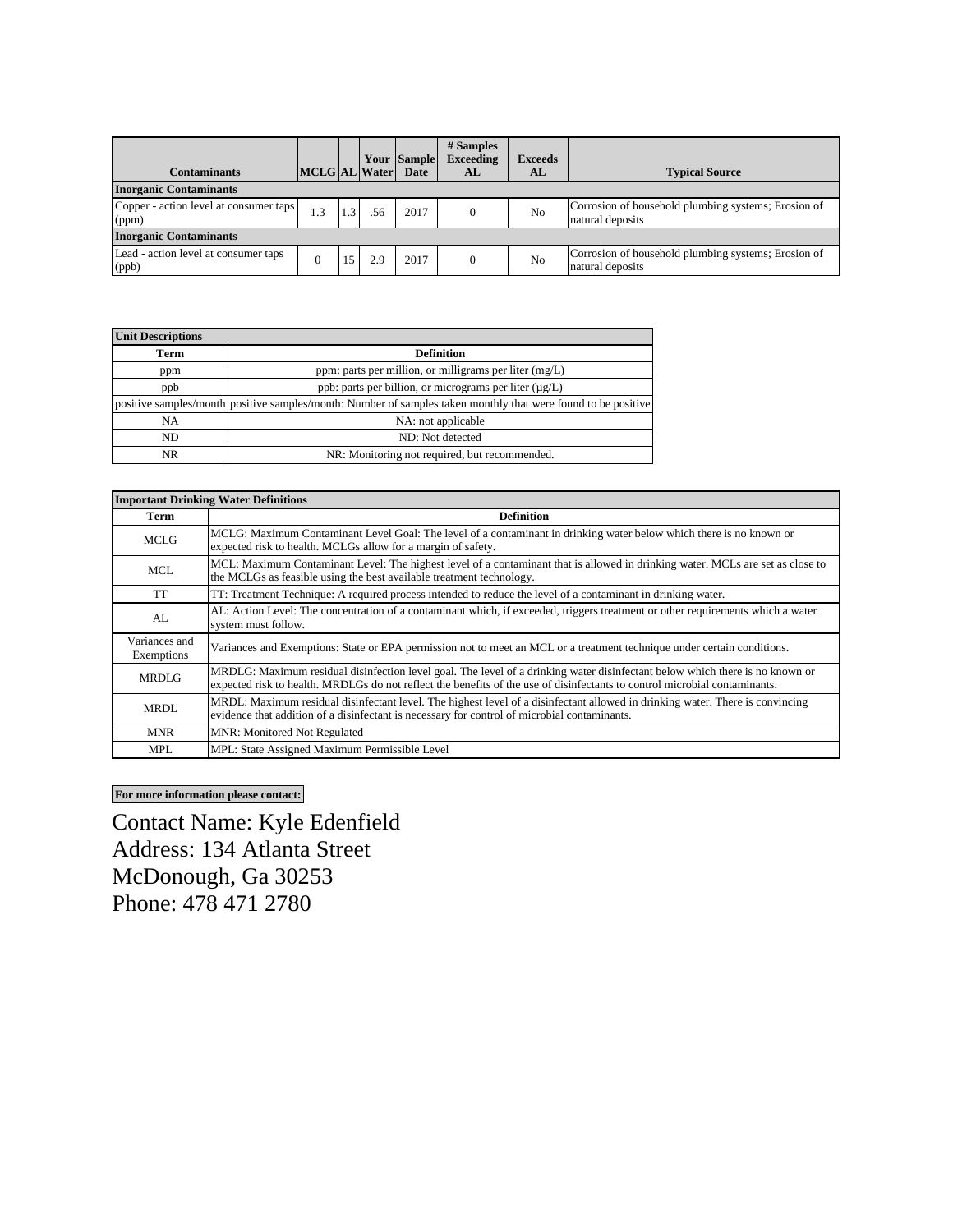| Contaminants | MCLG | AL | Your Water | Sample Date | # Samples Exceeding AL | Exceeds AL | Typical Source |
|---|---|---|---|---|---|---|---|
| **Inorganic Contaminants** | | | | | | | |
| Copper - action level at consumer taps (ppm) | 1.3 | 1.3 | .56 | 2017 | 0 | No | Corrosion of household plumbing systems; Erosion of natural deposits |
| **Inorganic Contaminants** | | | | | | | |
| Lead - action level at consumer taps (ppb) | 0 | 15 | 2.9 | 2017 | 0 | No | Corrosion of household plumbing systems; Erosion of natural deposits |

| Unit Descriptions | |
|---|---|
| **Term** | **Definition** |
| ppm | ppm: parts per million, or milligrams per liter (mg/L) |
| ppb | ppb: parts per billion, or micrograms per liter (µg/L) |
| positive samples/month | positive samples/month: Number of samples taken monthly that were found to be positive |
| NA | NA: not applicable |
| ND | ND: Not detected |
| NR | NR: Monitoring not required, but recommended. |

| Important Drinking Water Definitions | |
|---|---|
| **Term** | **Definition** |
| MCLG | MCLG: Maximum Contaminant Level Goal: The level of a contaminant in drinking water below which there is no known or expected risk to health. MCLGs allow for a margin of safety. |
| MCL | MCL: Maximum Contaminant Level: The highest level of a contaminant that is allowed in drinking water. MCLs are set as close to the MCLGs as feasible using the best available treatment technology. |
| TT | TT: Treatment Technique: A required process intended to reduce the level of a contaminant in drinking water. |
| AL | AL: Action Level: The concentration of a contaminant which, if exceeded, triggers treatment or other requirements which a water system must follow. |
| Variances and Exemptions | Variances and Exemptions: State or EPA permission not to meet an MCL or a treatment technique under certain conditions. |
| MRDLG | MRDLG: Maximum residual disinfection level goal. The level of a drinking water disinfectant below which there is no known or expected risk to health. MRDLGs do not reflect the benefits of the use of disinfectants to control microbial contaminants. |
| MRDL | MRDL: Maximum residual disinfectant level. The highest level of a disinfectant allowed in drinking water. There is convincing evidence that addition of a disinfectant is necessary for control of microbial contaminants. |
| MNR | MNR: Monitored Not Regulated |
| MPL | MPL: State Assigned Maximum Permissible Level |

**For more information please contact:**

Contact Name: Kyle Edenfield
Address: 134 Atlanta Street
McDonough, Ga 30253
Phone: 478 471 2780